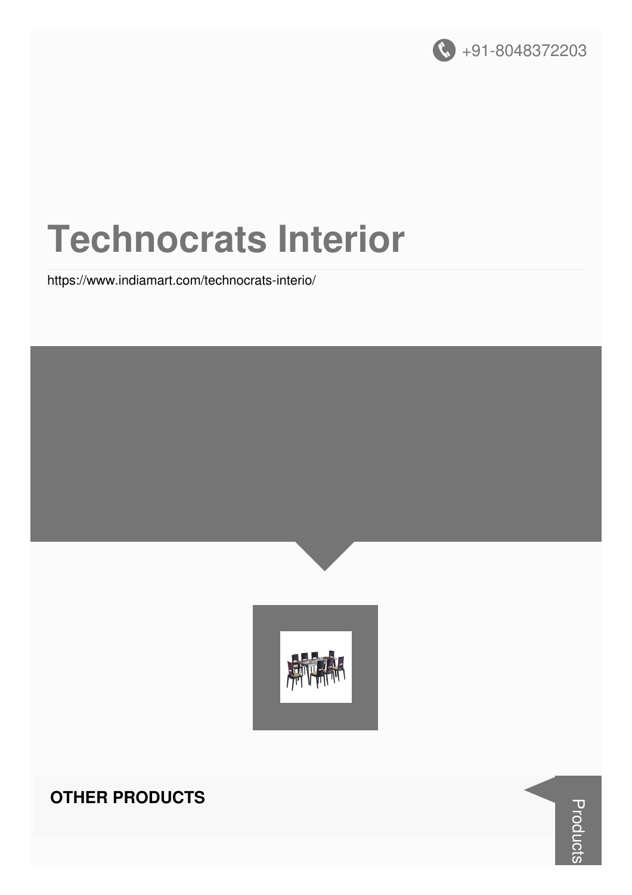+91-8048372203

# Technocrats Interior

https://www.indiamart.com/technocrats-interio/

## OTHER PRODUCTS

Products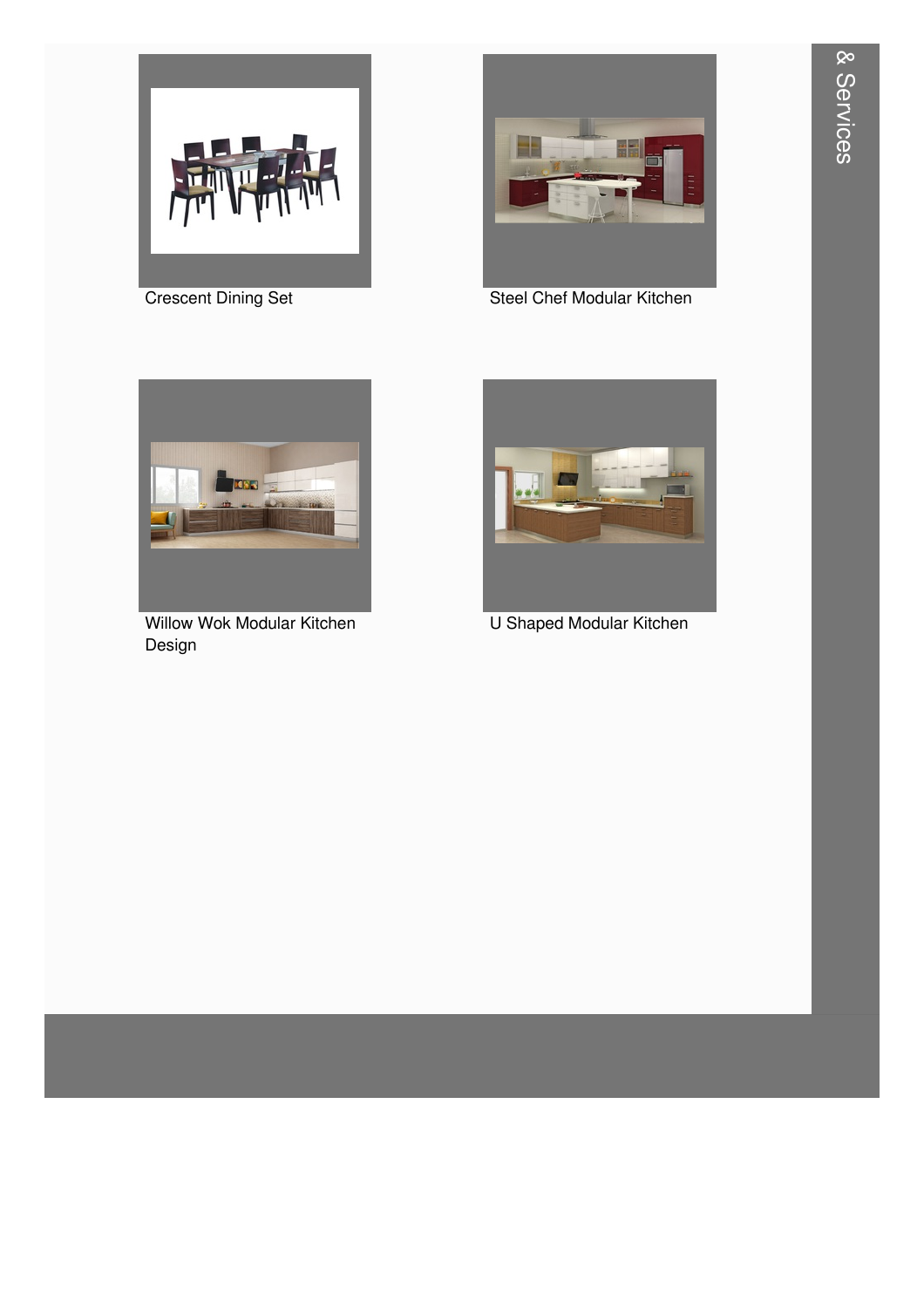Crescent Dining Set

Steel Chef Modular Kitchen

Willow Wok Modular Kitchen Design

U Shaped Modular Kitchen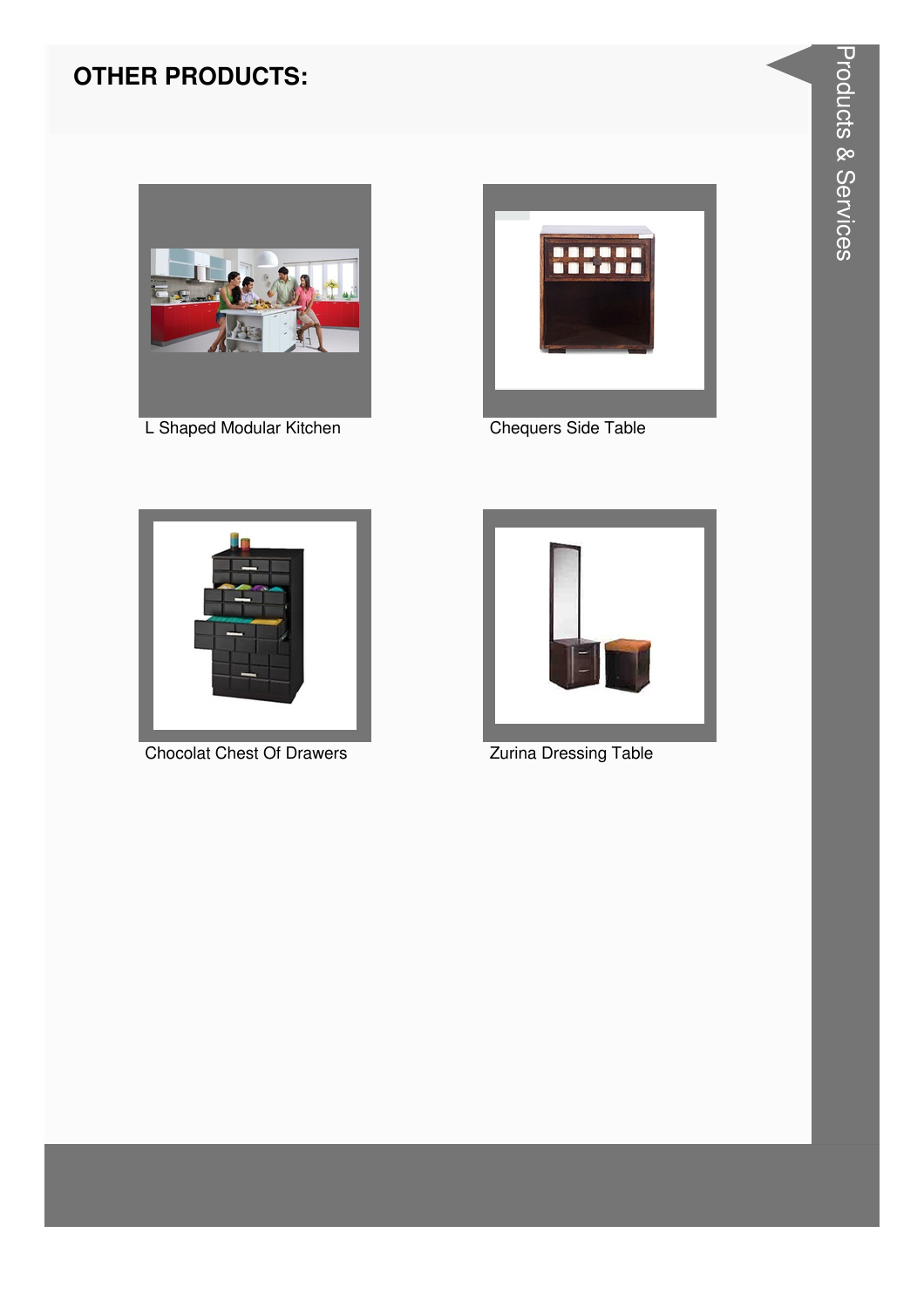## OTHER PRODUCTS:

L Shaped Modular Kitchen

Chequers Side Table

Chocolat Chest Of Drawers

Zurina Dressing Table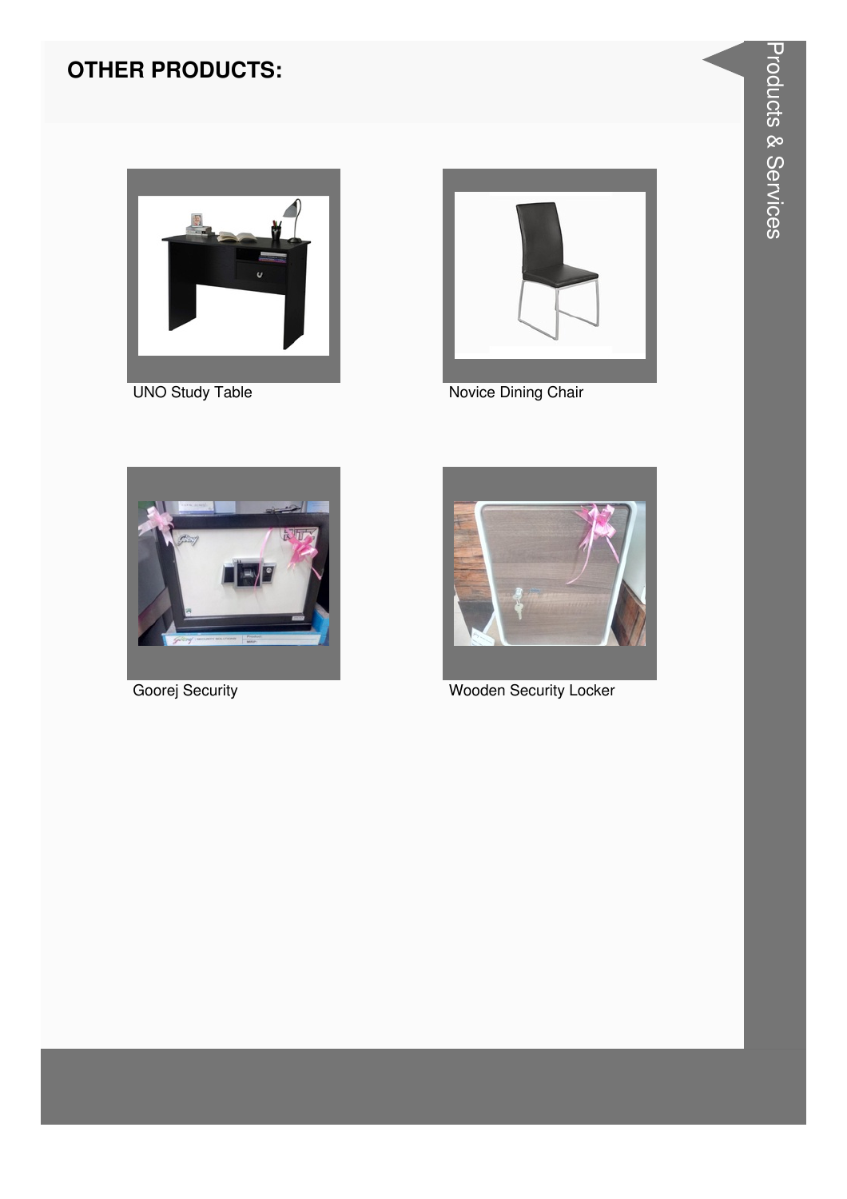## OTHER PRODUCTS:

UNO Study Table

Novice Dining Chair

Goorej Security

Wooden Security Locker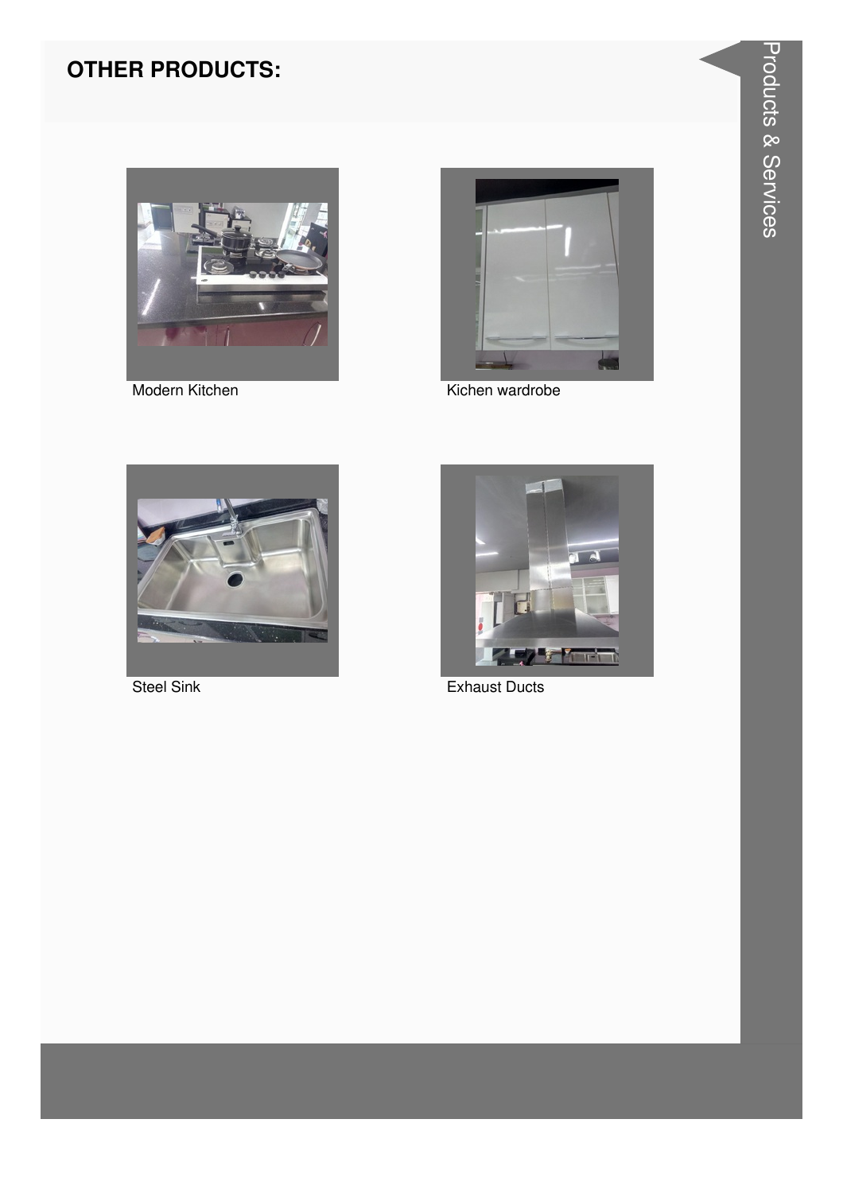## OTHER PRODUCTS:

Modern Kitchen

Kichen wardrobe

Steel Sink

Exhaust Ducts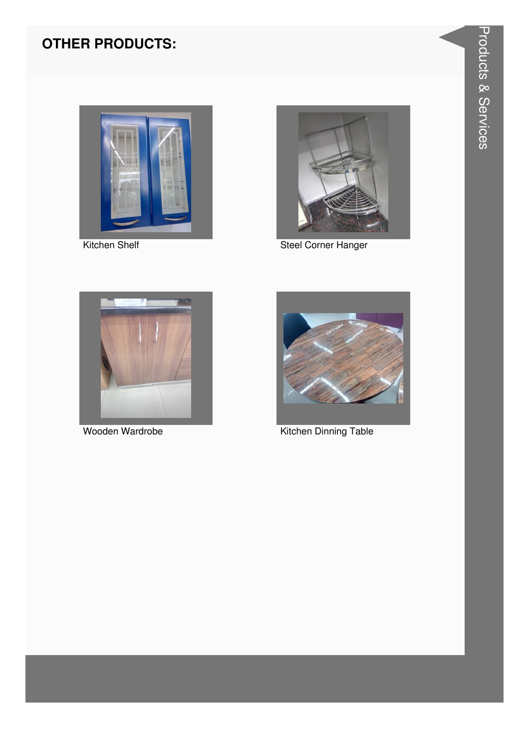## OTHER PRODUCTS:

Kitchen Shelf

Steel Corner Hanger

Wooden Wardrobe

Kitchen Dinning Table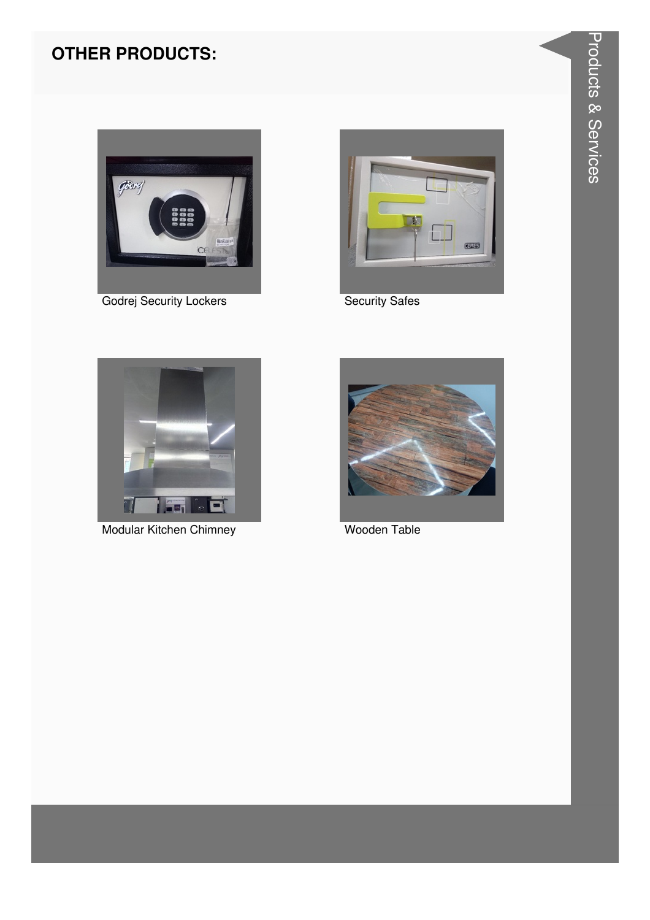## OTHER PRODUCTS:

Godrej Security Lockers

Security Safes

Modular Kitchen Chimney

Wooden Table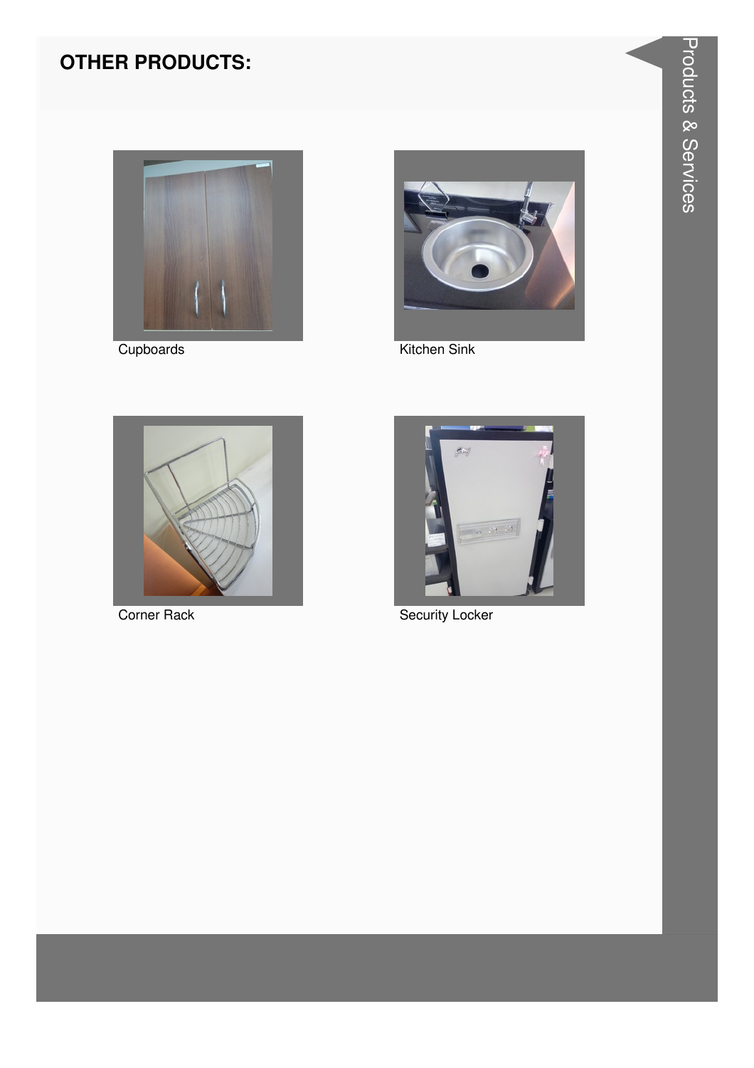## OTHER PRODUCTS:

Cupboards

Kitchen Sink

Corner Rack

Security Locker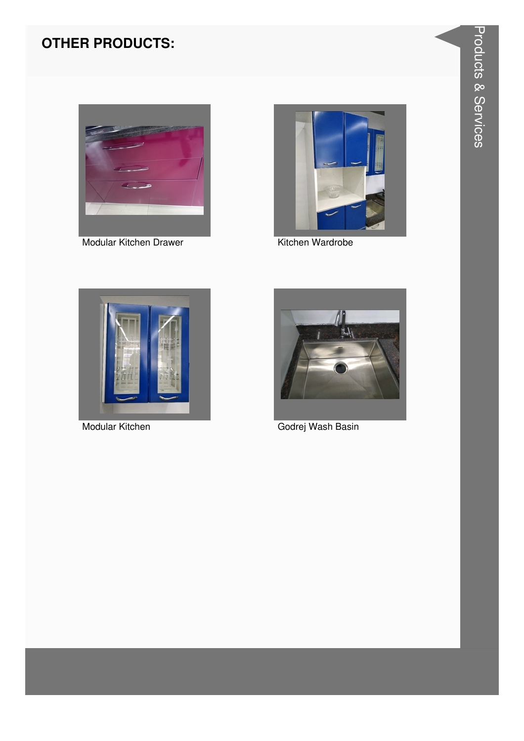## OTHER PRODUCTS:

Modular Kitchen Drawer

Kitchen Wardrobe

Modular Kitchen

Godrej Wash Basin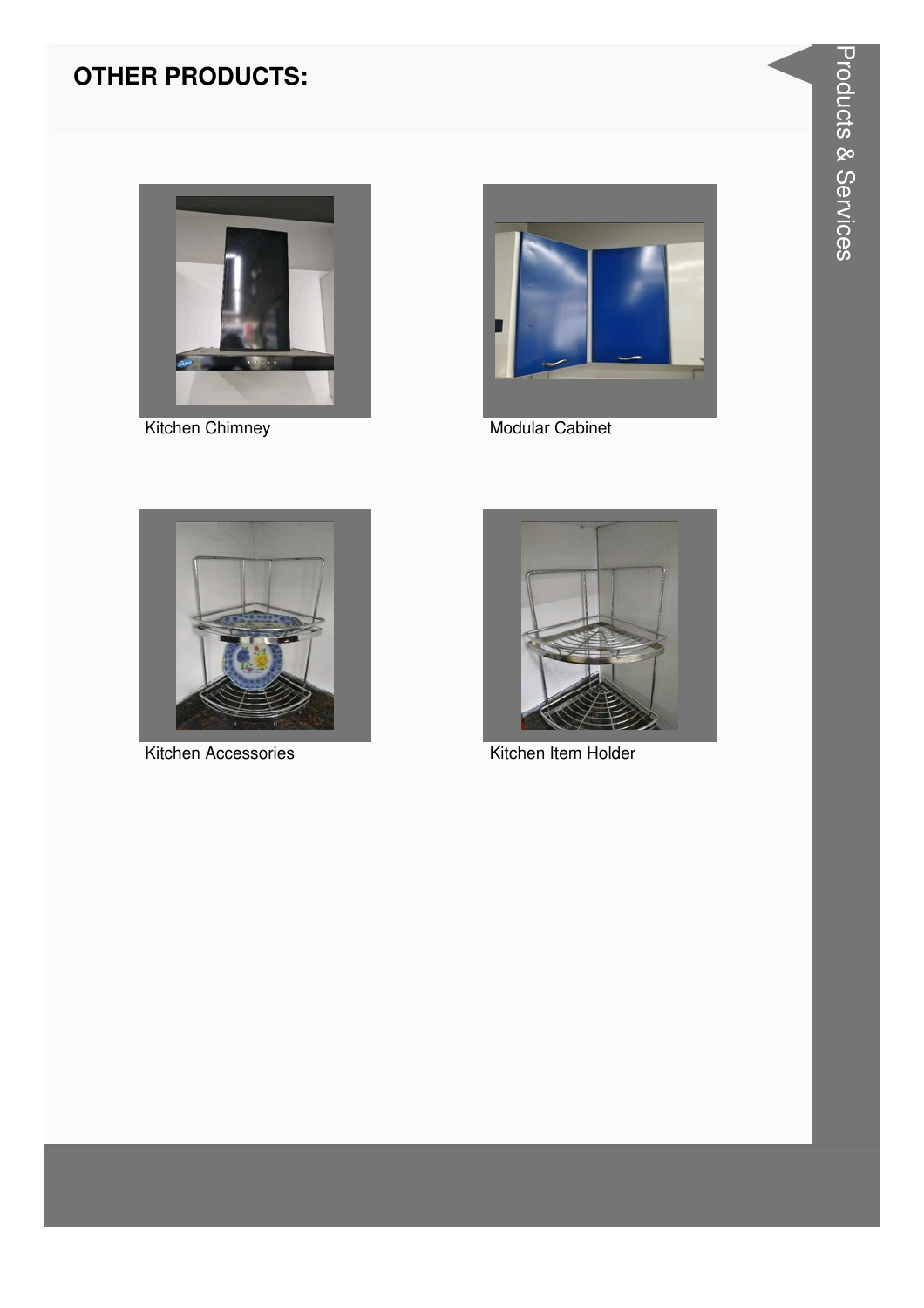## OTHER PRODUCTS:

Kitchen Chimney

Modular Cabinet

Kitchen Accessories

Kitchen Item Holder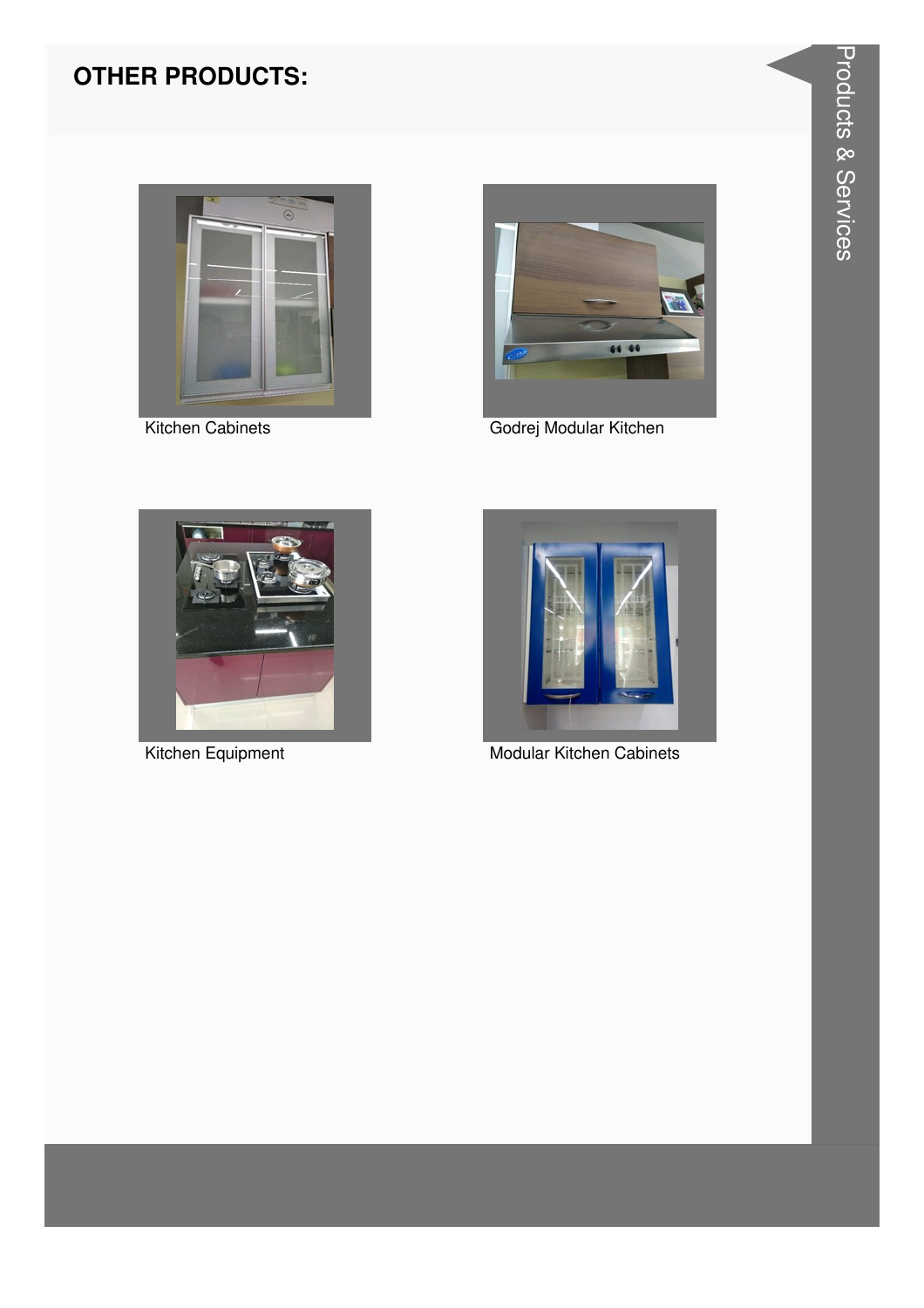## OTHER PRODUCTS:

Kitchen Cabinets

Godrej Modular Kitchen

Kitchen Equipment

Modular Kitchen Cabinets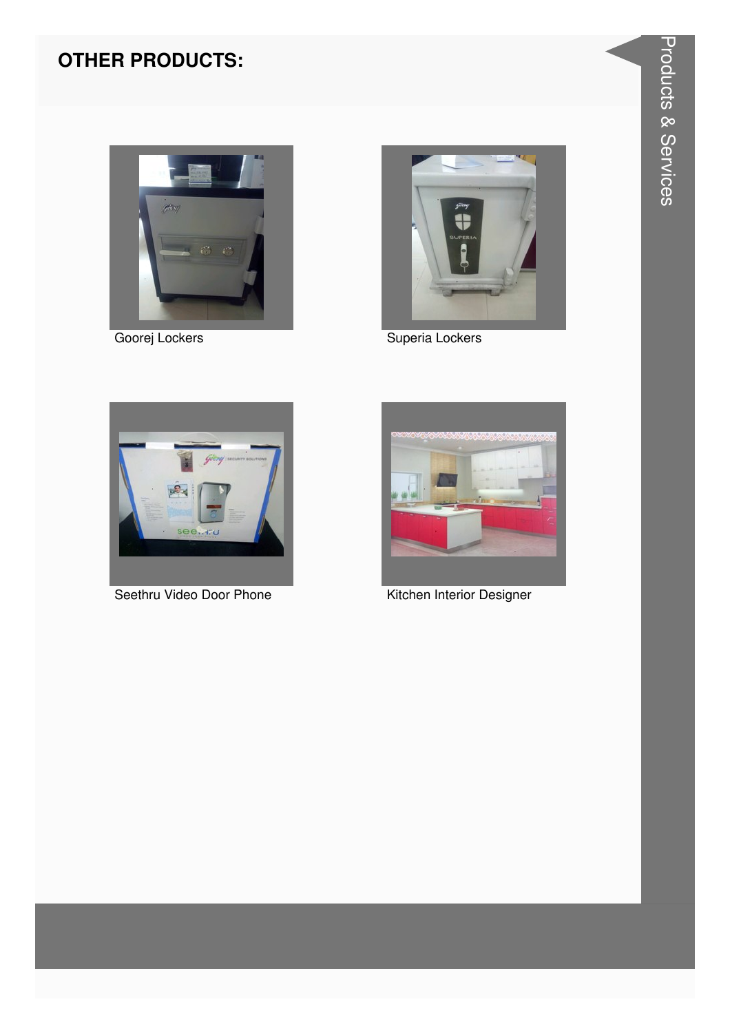## OTHER PRODUCTS:

Goorej Lockers

Superia Lockers

Seethru Video Door Phone

Kitchen Interior Designer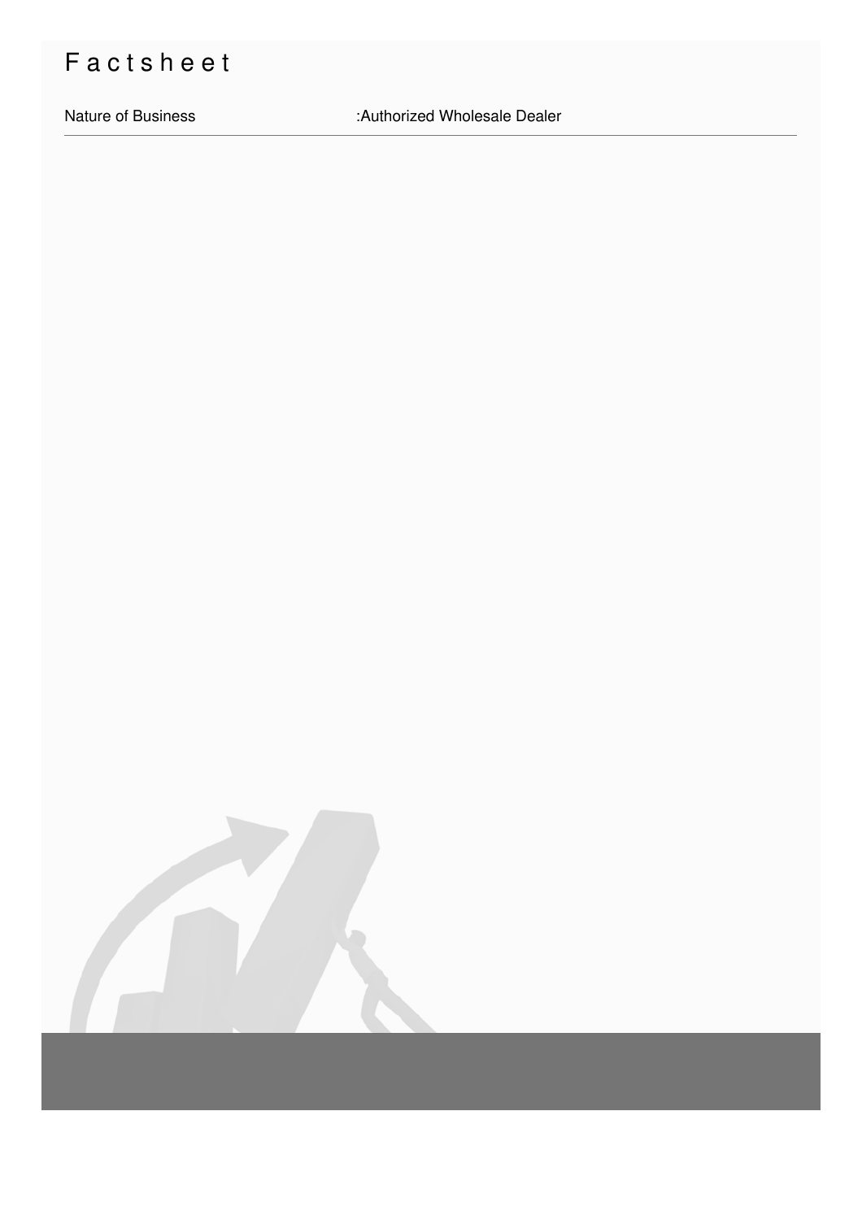# Factsheet

Nature of Business :Authorized Wholesale Dealer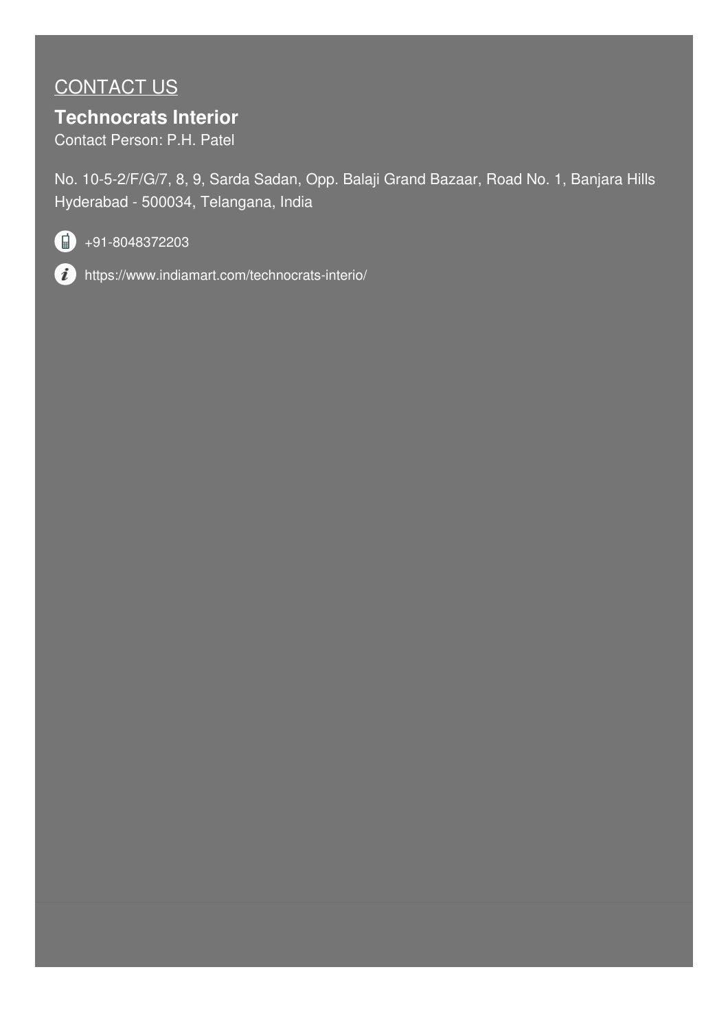## CONTACT US

### Technocrats Interior

Contact Person: P.H. Patel

No. 10-5-2/F/G/7, 8, 9, Sarda Sadan, Opp. Balaji Grand Bazaar, Road No. 1, Banjara Hills
Hyderabad - 500034, Telangana, India

+91-8048372203

https://www.indiamart.com/technocrats-interio/